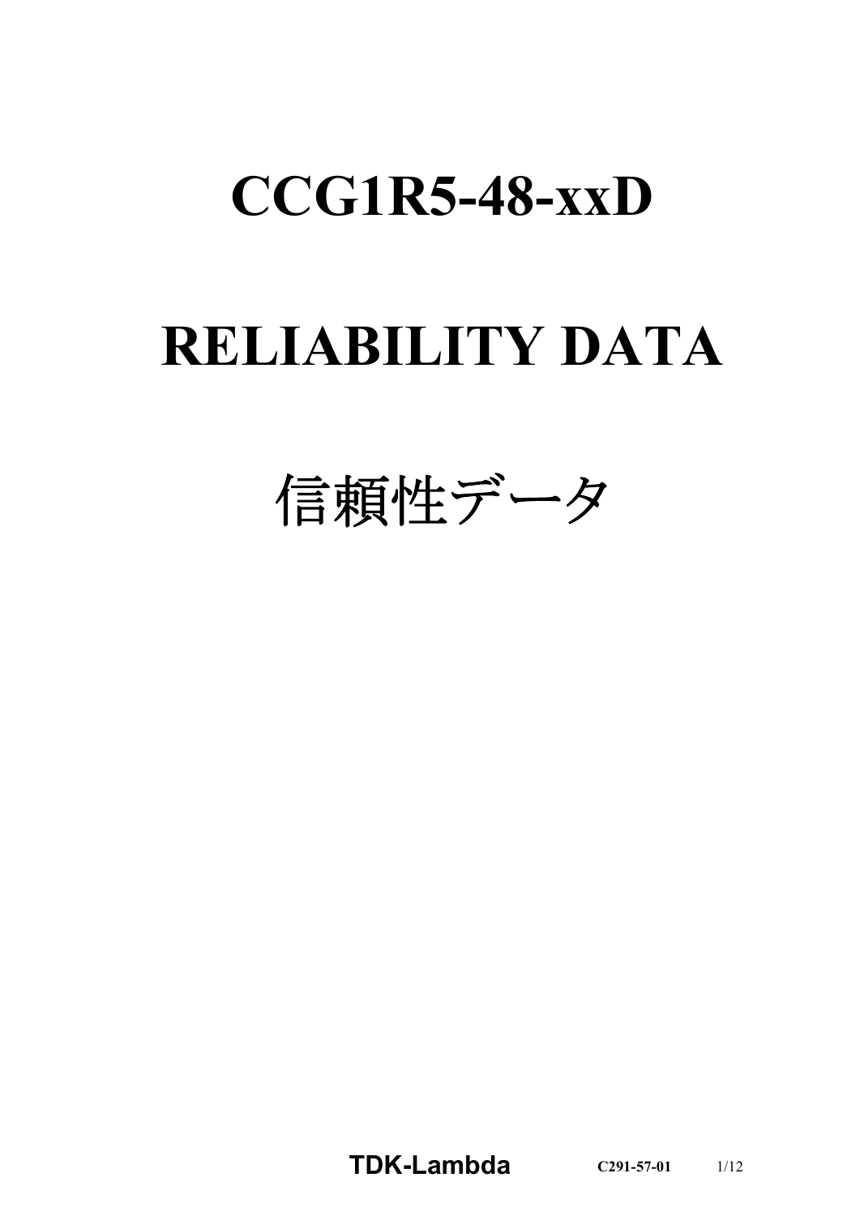# CCG1R5-48-xxD

# RELIABILITY DATA

# 信頼性データ

**TDK-Lambda** **C291-57-01**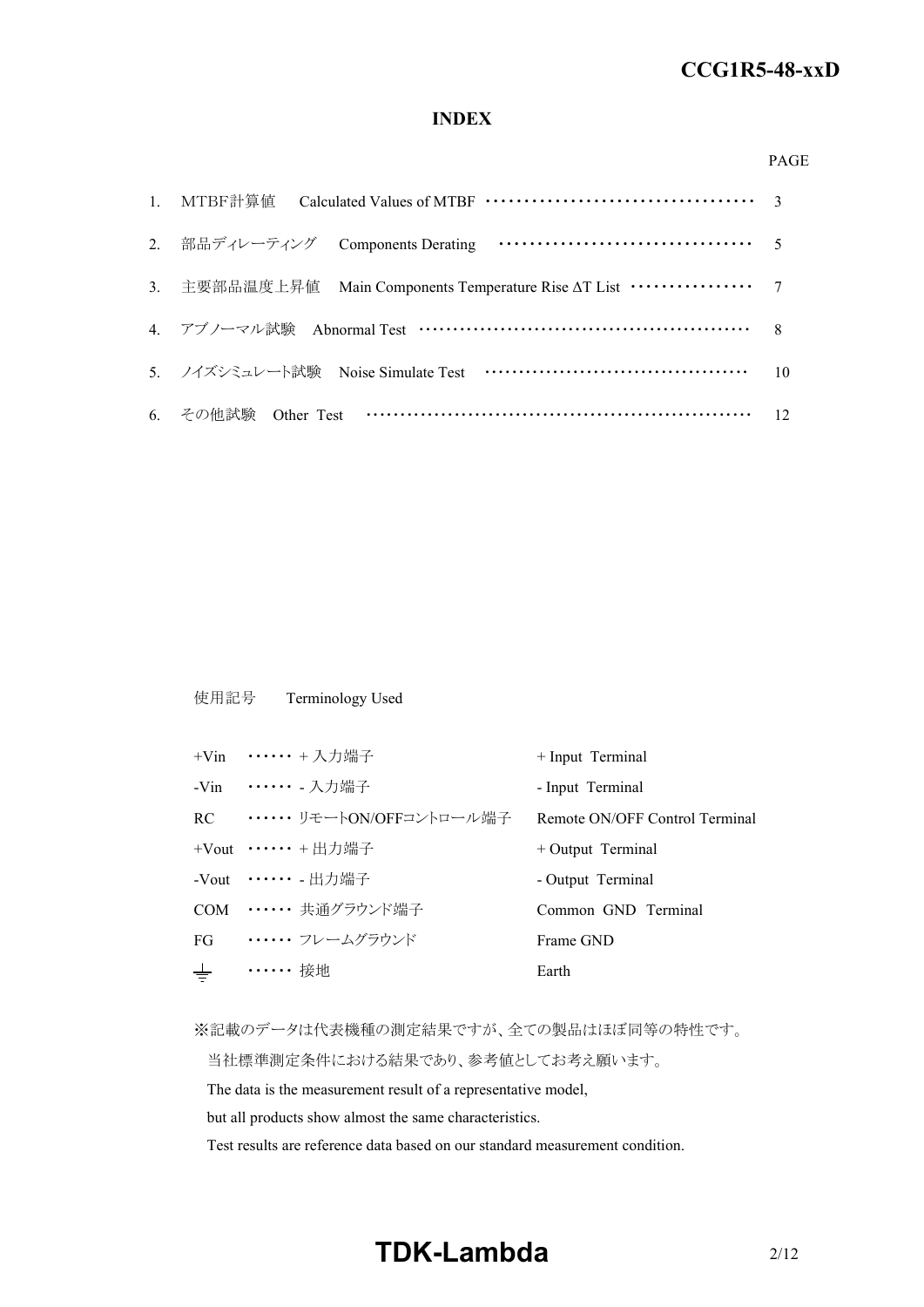# INDEX

| | | PAGE |
|---|---|---|
| 1. | MTBF計算値　Calculated Values of MTBF | 3 |
| 2. | 部品ディレーティング　Components Derating | 5 |
| 3. | 主要部品温度上昇値　Main Components Temperature Rise ΔT List | 7 |
| 4. | アブノーマル試験　Abnormal Test | 8 |
| 5. | ノイズシミュレート試験　Noise Simulate Test | 10 |
| 6. | その他試験　Other Test | 12 |

使用記号　Terminology Used

| | | |
|---|---|---|
| +Vin | ・・・・・・ + 入力端子 | + Input Terminal |
| -Vin | ・・・・・・ - 入力端子 | - Input Terminal |
| RC | ・・・・・・ リモートON/OFFコントロール端子 | Remote ON/OFF Control Terminal |
| +Vout | ・・・・・・ + 出力端子 | + Output Terminal |
| -Vout | ・・・・・・ - 出力端子 | - Output Terminal |
| COM | ・・・・・・ 共通グラウンド端子 | Common GND Terminal |
| FG | ・・・・・・ フレームグラウンド | Frame GND |
| ⏚ | ・・・・・・ 接地 | Earth |

※記載のデータは代表機種の測定結果ですが、全ての製品はほぼ同等の特性です。
当社標準測定条件における結果であり、参考値としてお考え願います。
The data is the measurement result of a representative model,
but all products show almost the same characteristics.
Test results are reference data based on our standard measurement condition.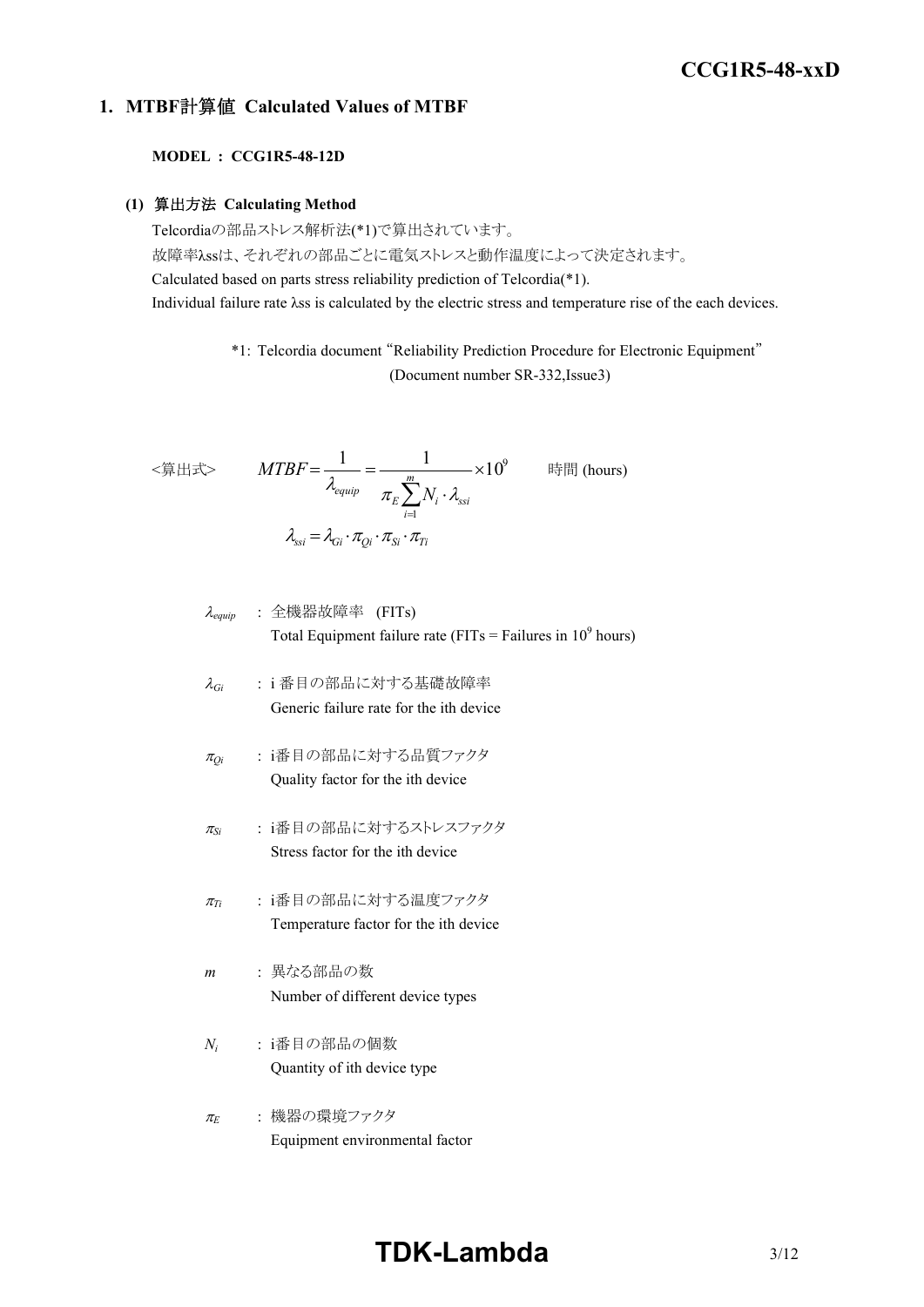## 1. MTBF計算値 Calculated Values of MTBF

**MODEL : CCG1R5-48-12D**

### (1) 算出方法 Calculating Method

Telcordiaの部品ストレス解析法(*1)で算出されています。
故障率λssは、それぞれの部品ごとに電気ストレスと動作温度によって決定されます。
Calculated based on parts stress reliability prediction of Telcordia(*1).
Individual failure rate λss is calculated by the electric stress and temperature rise of the each devices.

*1: Telcordia document "Reliability Prediction Procedure for Electronic Equipment" (Document number SR-332,Issue3)

<算出式>

$$MTBF = \frac{1}{\lambda_{equip}} = \frac{1}{\pi_E \sum_{i=1}^{m} N_i \cdot \lambda_{ssi}} \times 10^9 \quad \text{時間 (hours)}$$

$$\lambda_{ssi} = \lambda_{Gi} \cdot \pi_{Qi} \cdot \pi_{Si} \cdot \pi_{Ti}$$

$\lambda_{equip}$ : 全機器故障率 (FITs)
Total Equipment failure rate (FITs = Failures in $10^9$ hours)

$\lambda_{Gi}$ : i 番目の部品に対する基礎故障率
Generic failure rate for the ith device

$\pi_{Qi}$ : i番目の部品に対する品質ファクタ
Quality factor for the ith device

$\pi_{Si}$ : i番目の部品に対するストレスファクタ
Stress factor for the ith device

$\pi_{Ti}$ : i番目の部品に対する温度ファクタ
Temperature factor for the ith device

$m$ : 異なる部品の数
Number of different device types

$N_i$ : i番目の部品の個数
Quantity of ith device type

$\pi_E$ : 機器の環境ファクタ
Equipment environmental factor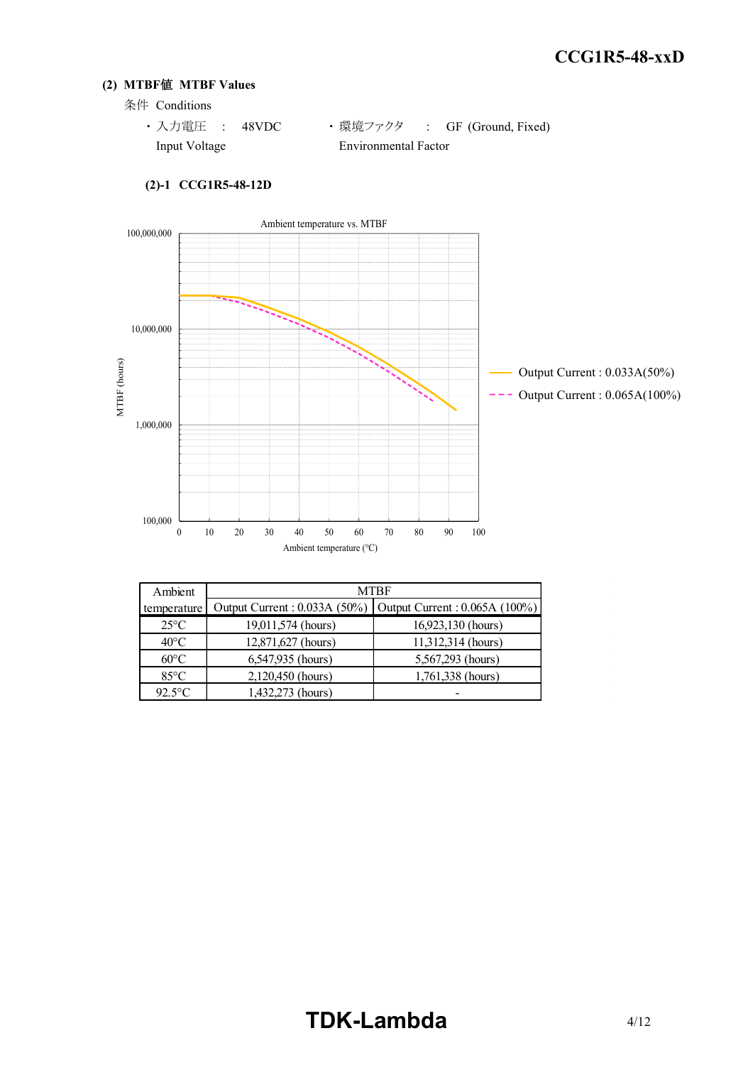### (2) MTBF値 MTBF Values

条件 Conditions

- 入力電圧 : 48VDC
  Input Voltage
- 環境ファクタ : GF (Ground, Fixed)
  Environmental Factor

#### (2)-1 CCG1R5-48-12D

Ambient temperature vs. MTBF

MTBF (hours)

Ambient temperature (°C)

Output Current : 0.033A(50%)

Output Current : 0.065A(100%)

| Ambient temperature | MTBF | |
|---|---|---|
| | Output Current : 0.033A (50%) | Output Current : 0.065A (100%) |
| 25°C | 19,011,574 (hours) | 16,923,130 (hours) |
| 40°C | 12,871,627 (hours) | 11,312,314 (hours) |
| 60°C | 6,547,935 (hours) | 5,567,293 (hours) |
| 85°C | 2,120,450 (hours) | 1,761,338 (hours) |
| 92.5°C | 1,432,273 (hours) | - |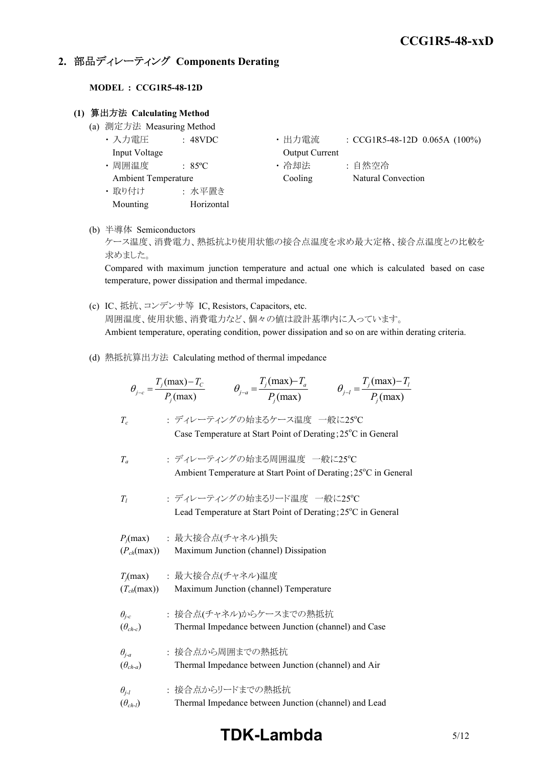## 2. 部品ディレーティング Components Derating

**MODEL : CCG1R5-48-12D**

### (1) 算出方法 Calculating Method

(a) 測定方法 Measuring Method

- ・入力電圧 Input Voltage : 48VDC
- ・出力電流 Output Current : CCG1R5-48-12D 0.065A (100%)
- ・周囲温度 Ambient Temperature : 85ºC
- ・冷却法 Cooling : 自然空冷 Natural Convection
- ・取り付け Mounting : 水平置き Horizontal

(b) 半導体 Semiconductors

ケース温度、消費電力、熱抵抗より使用状態の接合点温度を求め最大定格、接合点温度との比較を求めました。

Compared with maximum junction temperature and actual one which is calculated based on case temperature, power dissipation and thermal impedance.

(c) IC、抵抗、コンデンサ等 IC, Resistors, Capacitors, etc.

周囲温度、使用状態、消費電力など、個々の値は設計基準内に入っています。

Ambient temperature, operating condition, power dissipation and so on are within derating criteria.

(d) 熱抵抗算出方法 Calculating method of thermal impedance

$$\theta_{j-c} = \frac{T_j(\max) - T_C}{P_j(\max)} \qquad \theta_{j-a} = \frac{T_j(\max) - T_a}{P_j(\max)} \qquad \theta_{j-l} = \frac{T_j(\max) - T_l}{P_j(\max)}$$

$T_c$ : ディレーティングの始まるケース温度 一般に25ºC
Case Temperature at Start Point of Derating ; 25ºC in General

$T_a$ : ディレーティングの始まる周囲温度 一般に25ºC
Ambient Temperature at Start Point of Derating ; 25ºC in General

$T_l$ : ディレーティングの始まるリード温度 一般に25ºC
Lead Temperature at Start Point of Derating ; 25ºC in General

$P_j(\max)$ ($P_{ch}(\max)$) : 最大接合点(チャネル)損失
Maximum Junction (channel) Dissipation

$T_j(\max)$ ($T_{ch}(\max)$) : 最大接合点(チャネル)温度
Maximum Junction (channel) Temperature

$\theta_{j-c}$ ($\theta_{ch-c}$) : 接合点(チャネル)からケースまでの熱抵抗
Thermal Impedance between Junction (channel) and Case

$\theta_{j-a}$ ($\theta_{ch-a}$) : 接合点から周囲までの熱抵抗
Thermal Impedance between Junction (channel) and Air

$\theta_{j-l}$ ($\theta_{ch-l}$) : 接合点からリードまでの熱抵抗
Thermal Impedance between Junction (channel) and Lead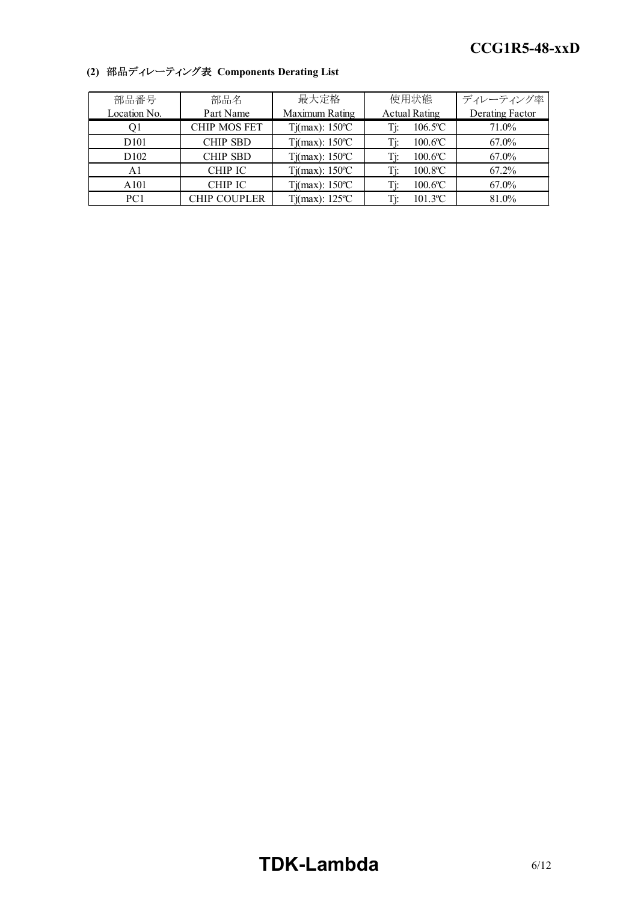**(2) 部品ディレーティング表 Components Derating List**

| 部品番号<br>Location No. | 部品名<br>Part Name | 最大定格<br>Maximum Rating | 使用状態<br>Actual Rating | ディレーティング率<br>Derating Factor |
|---|---|---|---|---|
| Q1 | CHIP MOS FET | Tj(max): 150ºC | Tj: 106.5ºC | 71.0% |
| D101 | CHIP SBD | Tj(max): 150ºC | Tj: 100.6ºC | 67.0% |
| D102 | CHIP SBD | Tj(max): 150ºC | Tj: 100.6ºC | 67.0% |
| A1 | CHIP IC | Tj(max): 150ºC | Tj: 100.8ºC | 67.2% |
| A101 | CHIP IC | Tj(max): 150ºC | Tj: 100.6ºC | 67.0% |
| PC1 | CHIP COUPLER | Tj(max): 125ºC | Tj: 101.3ºC | 81.0% |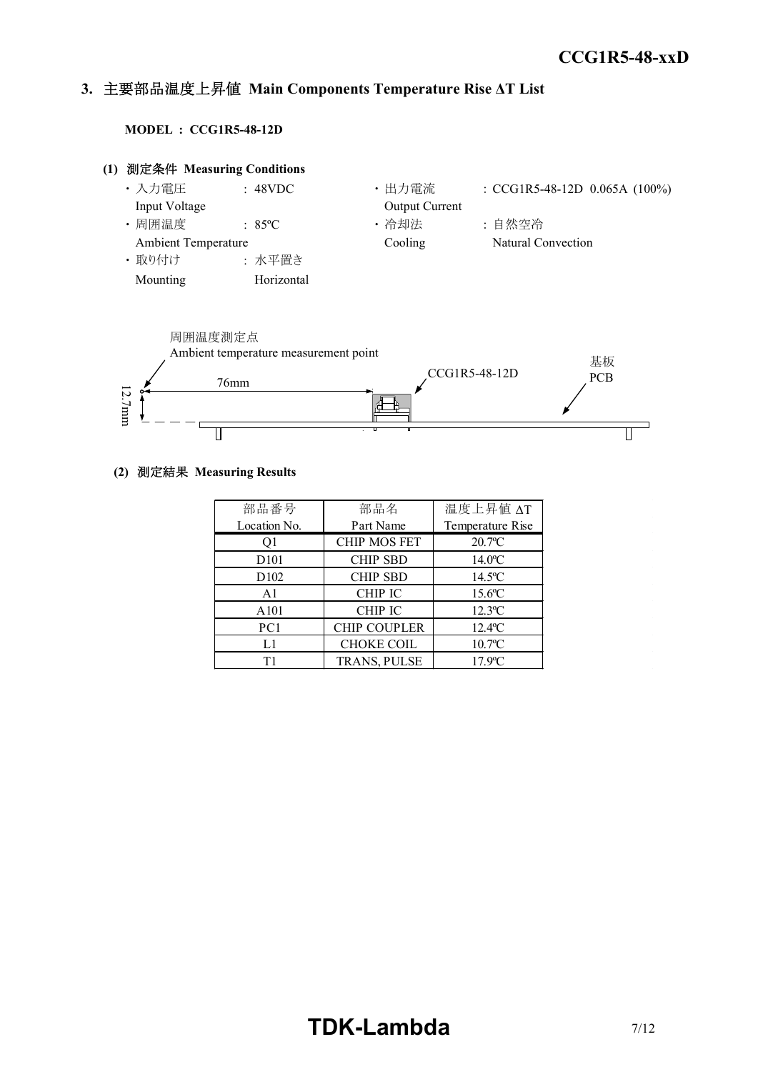## 3. 主要部品温度上昇値 Main Components Temperature Rise ΔT List

**MODEL : CCG1R5-48-12D**

### (1) 測定条件 Measuring Conditions

- 入力電圧 Input Voltage : 48VDC
- 出力電流 Output Current : CCG1R5-48-12D 0.065A (100%)
- 周囲温度 Ambient Temperature : 85ºC
- 冷却法 Cooling : 自然空冷 Natural Convection
- 取り付け Mounting : 水平置き Horizontal

周囲温度測定点
Ambient temperature measurement point

76mm

12.7mm

CCG1R5-48-12D

基板
PCB

### (2) 測定結果 Measuring Results

| 部品番号<br>Location No. | 部品名<br>Part Name | 温度上昇値 ΔT<br>Temperature Rise |
|---|---|---|
| Q1 | CHIP MOS FET | 20.7ºC |
| D101 | CHIP SBD | 14.0ºC |
| D102 | CHIP SBD | 14.5ºC |
| A1 | CHIP IC | 15.6ºC |
| A101 | CHIP IC | 12.3ºC |
| PC1 | CHIP COUPLER | 12.4ºC |
| L1 | CHOKE COIL | 10.7ºC |
| T1 | TRANS, PULSE | 17.9ºC |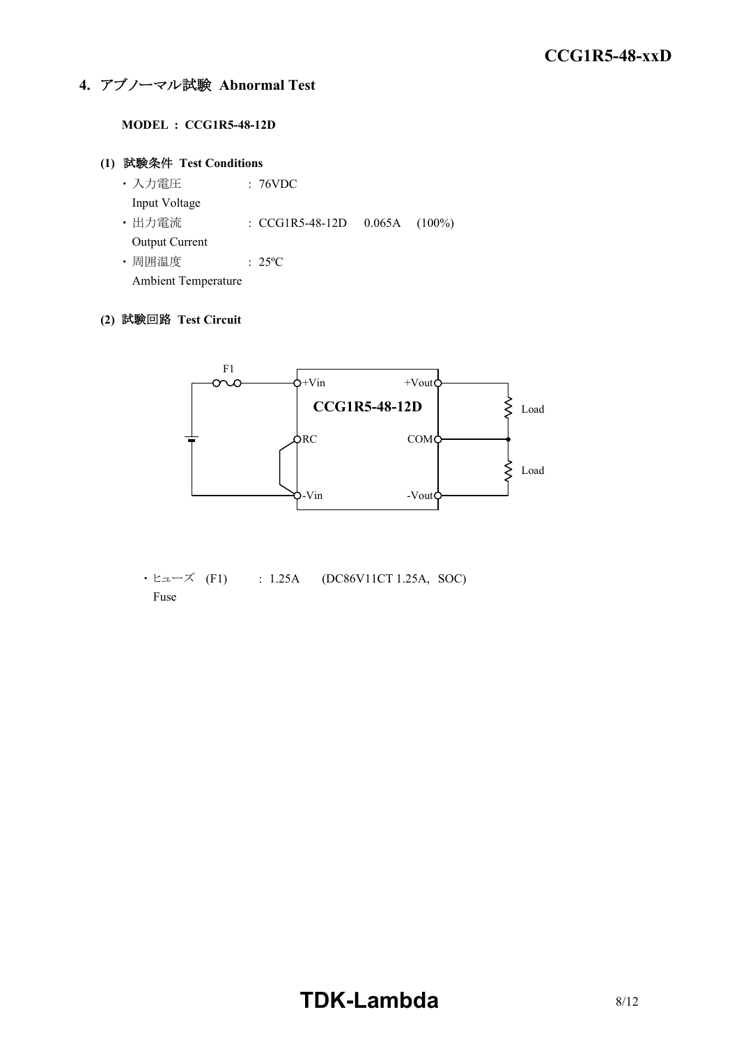## 4. アブノーマル試験 Abnormal Test

**MODEL : CCG1R5-48-12D**

### (1) 試験条件 Test Conditions

- 入力電圧 : 76VDC
  Input Voltage
- 出力電流 : CCG1R5-48-12D 0.065A (100%)
  Output Current
- 周囲温度 : 25ºC
  Ambient Temperature

### (2) 試験回路 Test Circuit

F1

+Vin +Vout

CCG1R5-48-12D

RC COM

-Vin -Vout

Load

Load

- ヒューズ (F1) : 1.25A (DC86V11CT 1.25A, SOC)
  Fuse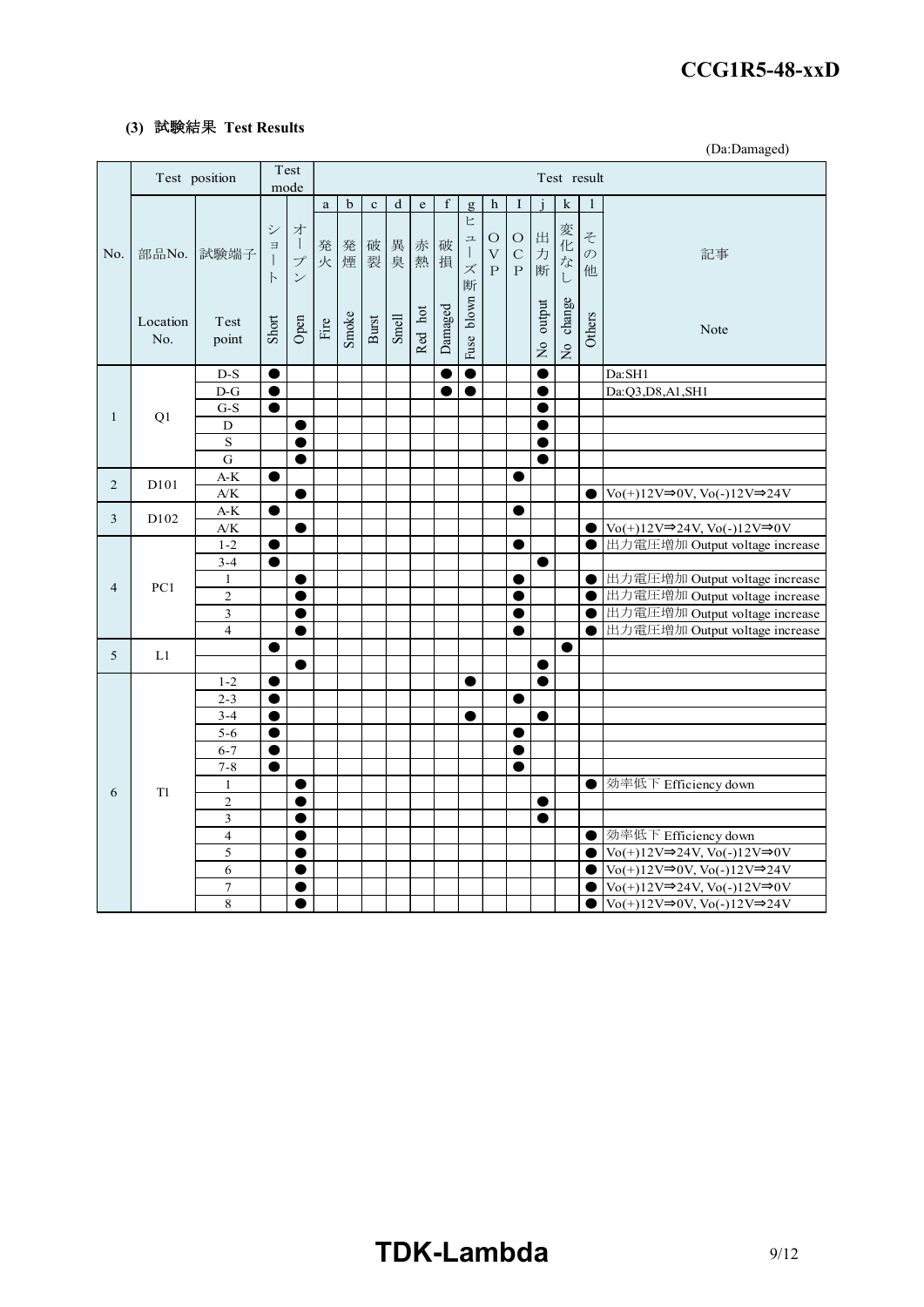### (3) 試験結果 Test Results

(Da:Damaged)

| No. | 部品No. Location No. | 試験端子 Test point | ショート Short | オープン Open | a 発火 Fire | b 発煙 Smoke | c 破裂 Burst | d 異臭 Smell | e 赤熱 Red hot | f 破損 Damaged | g ヒューズ断 Fuse blown | h OVP | I OCP | j 出力断 No output | k 変化なし No change | l その他 Others | 記事 Note |
|---|---|---|---|---|---|---|---|---|---|---|---|---|---|---|---|---|---|
| 1 | Q1 | D-S | ● | | | | | | | ● | ● | | | ● | | | Da:SH1 |
| | | D-G | ● | | | | | | | ● | ● | | | ● | | | Da:Q3,D8,A1,SH1 |
| | | G-S | ● | | | | | | | | | | | ● | | | |
| | | D | | ● | | | | | | | | | | ● | | | |
| | | S | | ● | | | | | | | | | | ● | | | |
| | | G | | ● | | | | | | | | | | ● | | | |
| 2 | D101 | A-K | ● | | | | | | | | | | ● | | | | |
| | | A/K | | ● | | | | | | | | | | | | ● | Vo(+)12V⇒0V, Vo(-)12V⇒24V |
| 3 | D102 | A-K | ● | | | | | | | | | | ● | | | | |
| | | A/K | | ● | | | | | | | | | | | | ● | Vo(+)12V⇒24V, Vo(-)12V⇒0V |
| 4 | PC1 | 1-2 | ● | | | | | | | | | | ● | | | ● | 出力電圧増加 Output voltage increase |
| | | 3-4 | ● | | | | | | | | | | | ● | | | |
| | | 1 | | ● | | | | | | | | | ● | | | ● | 出力電圧増加 Output voltage increase |
| | | 2 | | ● | | | | | | | | | ● | | | ● | 出力電圧増加 Output voltage increase |
| | | 3 | | ● | | | | | | | | | ● | | | ● | 出力電圧増加 Output voltage increase |
| | | 4 | | ● | | | | | | | | | ● | | | ● | 出力電圧増加 Output voltage increase |
| 5 | L1 | | ● | | | | | | | | | | | | ● | | |
| | | | | ● | | | | | | | | | | ● | | | |
| 6 | T1 | 1-2 | ● | | | | | | | | ● | | | ● | | | |
| | | 2-3 | ● | | | | | | | | | | ● | | | | |
| | | 3-4 | ● | | | | | | | | ● | | | ● | | | |
| | | 5-6 | ● | | | | | | | | | | ● | | | | |
| | | 6-7 | ● | | | | | | | | | | ● | | | | |
| | | 7-8 | ● | | | | | | | | | | ● | | | | |
| | | 1 | | ● | | | | | | | | | | | | ● | 効率低下 Efficiency down |
| | | 2 | | ● | | | | | | | | | | ● | | | |
| | | 3 | | ● | | | | | | | | | | ● | | | |
| | | 4 | | ● | | | | | | | | | | | | ● | 効率低下 Efficiency down |
| | | 5 | | ● | | | | | | | | | | | | ● | Vo(+)12V⇒24V, Vo(-)12V⇒0V |
| | | 6 | | ● | | | | | | | | | | | | ● | Vo(+)12V⇒0V, Vo(-)12V⇒24V |
| | | 7 | | ● | | | | | | | | | | | | ● | Vo(+)12V⇒24V, Vo(-)12V⇒0V |
| | | 8 | | ● | | | | | | | | | | | | ● | Vo(+)12V⇒0V, Vo(-)12V⇒24V |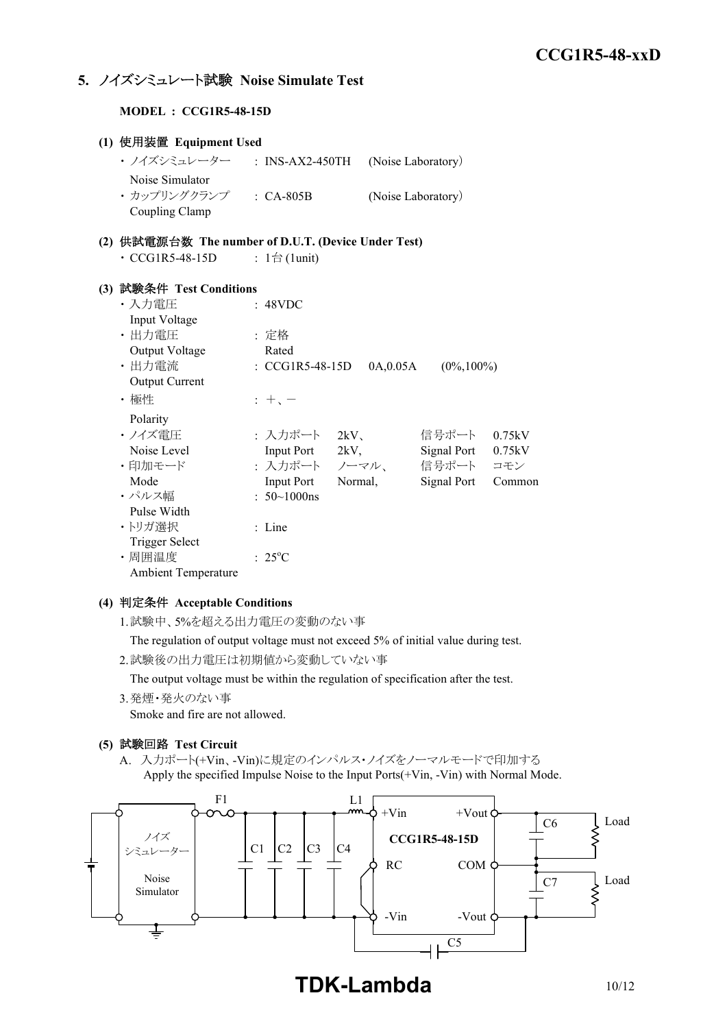## 5. ノイズシミュレート試験 Noise Simulate Test

**MODEL : CCG1R5-48-15D**

### (1) 使用装置 Equipment Used

- ノイズシミュレーター Noise Simulator : INS-AX2-450TH (Noise Laboratory)
- カップリングクランプ Coupling Clamp : CA-805B (Noise Laboratory)

### (2) 供試電源台数 The number of D.U.T. (Device Under Test)

- CCG1R5-48-15D : 1台 (1unit)

### (3) 試験条件 Test Conditions

- 入力電圧 Input Voltage : 48VDC
- 出力電圧 Output Voltage : 定格 Rated
- 出力電流 Output Current : CCG1R5-48-15D 0A,0.05A (0%,100%)
- 極性 Polarity : ＋、－
- ノイズ電圧 Noise Level : 入力ポート 2kV、 信号ポート 0.75kV / Input Port 2kV, Signal Port 0.75kV
- 印加モード Mode : 入力ポート ノーマル、 信号ポート コモン / Input Port Normal, Signal Port Common
- パルス幅 Pulse Width : 50~1000ns
- トリガ選択 Trigger Select : Line
- 周囲温度 Ambient Temperature : 25°C

### (4) 判定条件 Acceptable Conditions

1. 試験中、5%を超える出力電圧の変動のない事
   The regulation of output voltage must not exceed 5% of initial value during test.
2. 試験後の出力電圧は初期値から変動していない事
   The output voltage must be within the regulation of specification after the test.
3. 発煙・発火のない事
   Smoke and fire are not allowed.

### (5) 試験回路 Test Circuit

A. 入力ポート(+Vin、-Vin)に規定のインパルス・ノイズをノーマルモードで印加する
Apply the specified Impulse Noise to the Input Ports(+Vin, -Vin) with Normal Mode.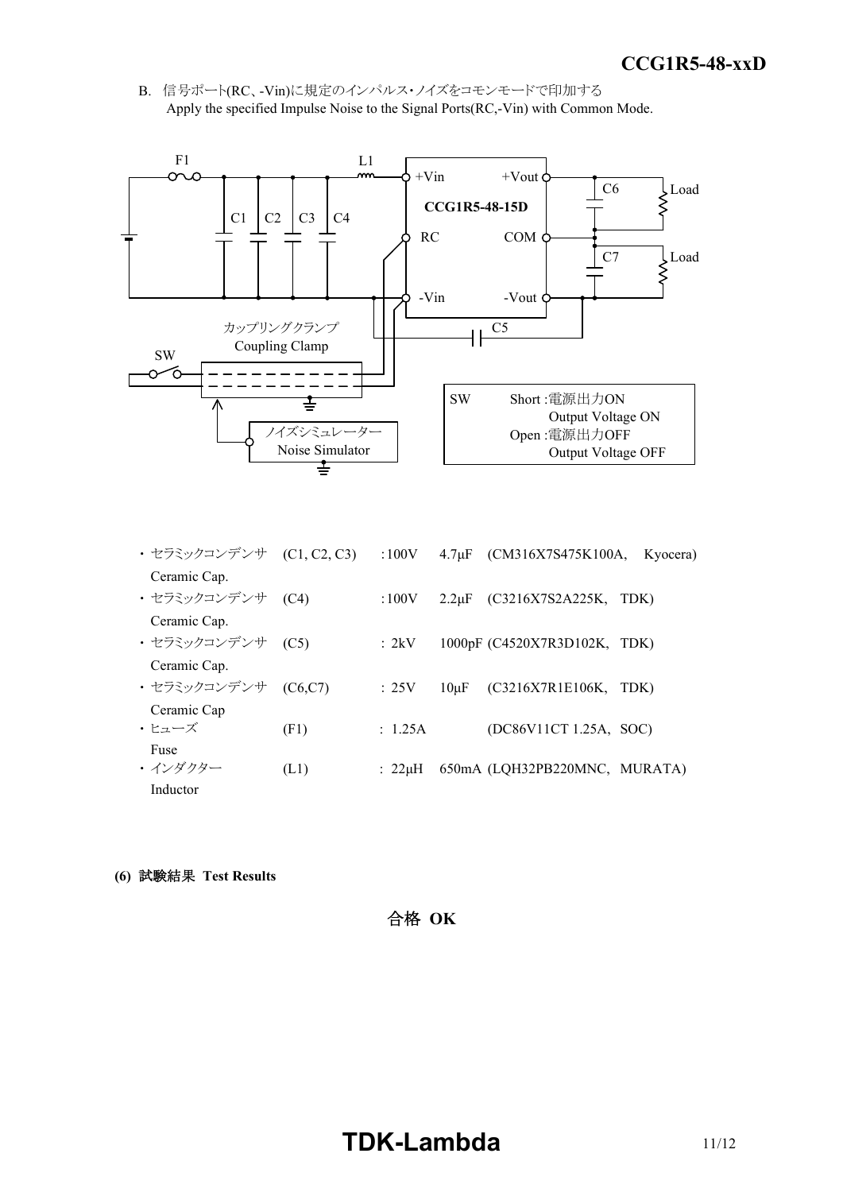B. 信号ポート(RC、-Vin)に規定のインパルス・ノイズをコモンモードで印加する
Apply the specified Impulse Noise to the Signal Ports(RC,-Vin) with Common Mode.

- セラミックコンデンサ (C1, C2, C3) :100V 4.7μF (CM316X7S475K100A, Kyocera)
  Ceramic Cap.
- セラミックコンデンサ (C4) :100V 2.2μF (C3216X7S2A225K, TDK)
  Ceramic Cap.
- セラミックコンデンサ (C5) : 2kV 1000pF (C4520X7R3D102K, TDK)
  Ceramic Cap.
- セラミックコンデンサ (C6,C7) : 25V 10μF (C3216X7R1E106K, TDK)
  Ceramic Cap
- ヒューズ (F1) : 1.25A (DC86V11CT 1.25A, SOC)
  Fuse
- インダクター (L1) : 22μH 650mA (LQH32PB220MNC, MURATA)
  Inductor

**(6) 試験結果 Test Results**

合格 **OK**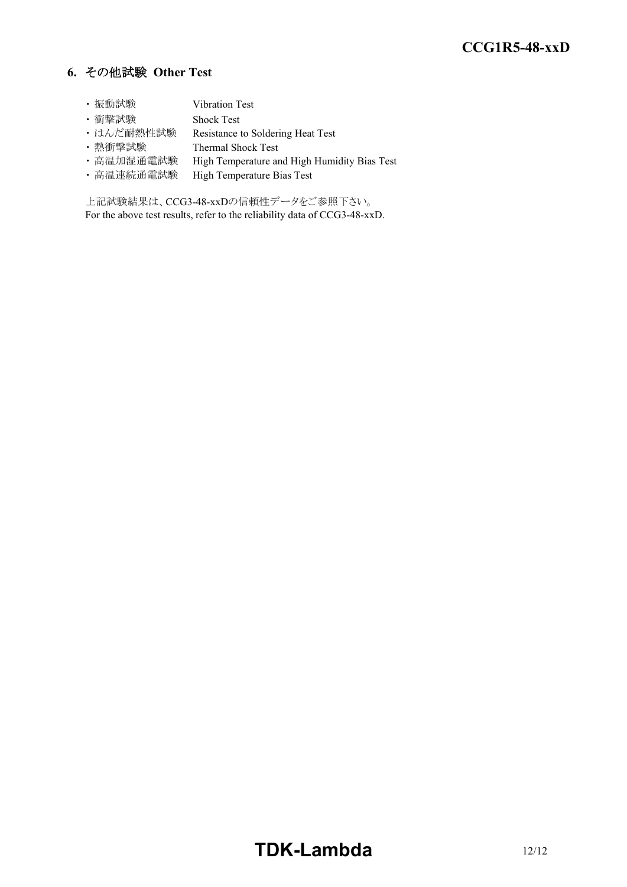## 6. その他試験 Other Test

- ・振動試験　Vibration Test
- ・衝撃試験　Shock Test
- ・はんだ耐熱性試験　Resistance to Soldering Heat Test
- ・熱衝撃試験　Thermal Shock Test
- ・高温加湿通電試験　High Temperature and High Humidity Bias Test
- ・高温連続通電試験　High Temperature Bias Test

上記試験結果は、CCG3-48-xxDの信頼性データをご参照下さい。
For the above test results, refer to the reliability data of CCG3-48-xxD.